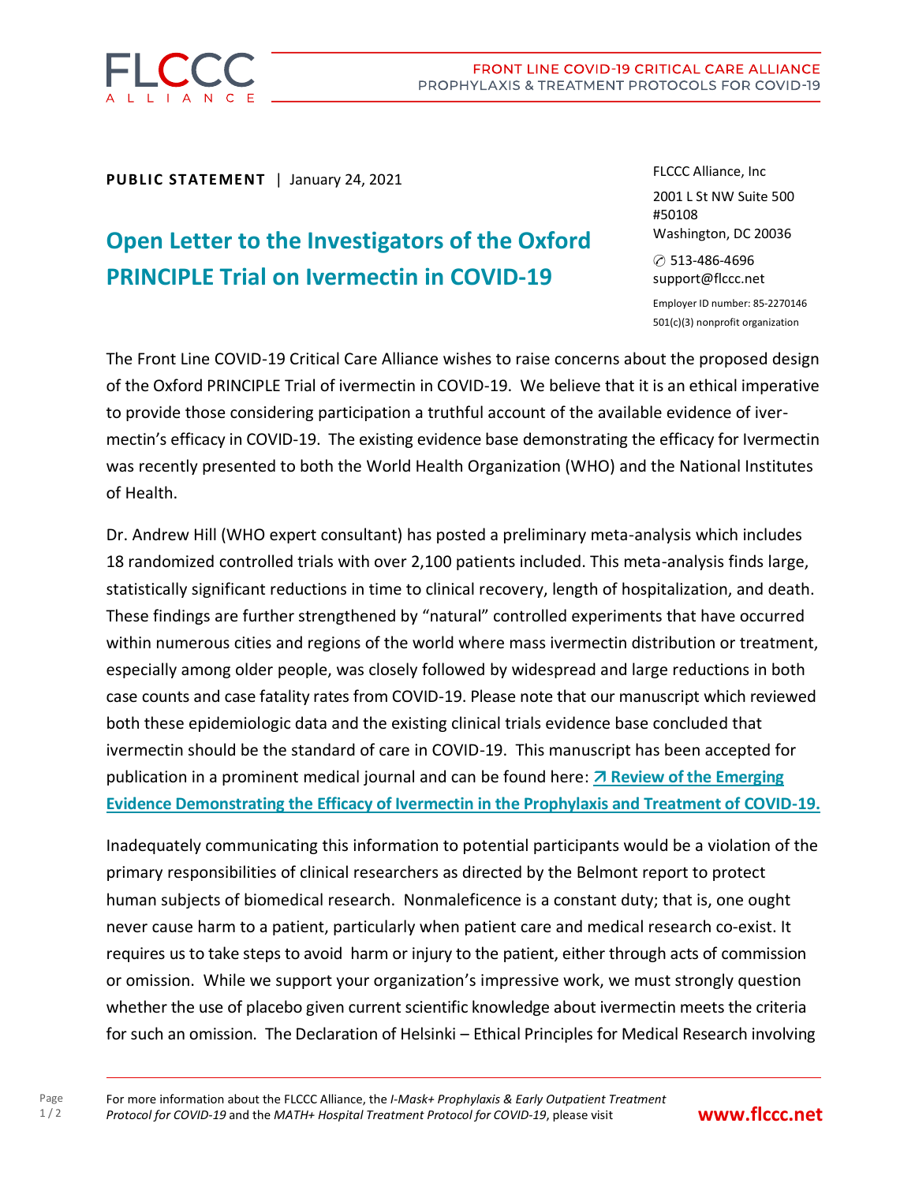**PUBLIC STATEMENT** | January 24, 2021

FLCCC Alliance, Inc

2001 L St NW Suite 500
#50108
Washington, DC 20036

513-486-4696
support@flccc.net

Employer ID number: 85-2270146
501(c)(3) nonprofit organization

# Open Letter to the Investigators of the Oxford PRINCIPLE Trial on Ivermectin in COVID-19

The Front Line COVID-19 Critical Care Alliance wishes to raise concerns about the proposed design of the Oxford PRINCIPLE Trial of ivermectin in COVID-19. We believe that it is an ethical imperative to provide those considering participation a truthful account of the available evidence of ivermectin's efficacy in COVID-19. The existing evidence base demonstrating the efficacy for Ivermectin was recently presented to both the World Health Organization (WHO) and the National Institutes of Health.

Dr. Andrew Hill (WHO expert consultant) has posted a preliminary meta-analysis which includes 18 randomized controlled trials with over 2,100 patients included. This meta-analysis finds large, statistically significant reductions in time to clinical recovery, length of hospitalization, and death. These findings are further strengthened by "natural" controlled experiments that have occurred within numerous cities and regions of the world where mass ivermectin distribution or treatment, especially among older people, was closely followed by widespread and large reductions in both case counts and case fatality rates from COVID-19. Please note that our manuscript which reviewed both these epidemiologic data and the existing clinical trials evidence base concluded that ivermectin should be the standard of care in COVID-19. This manuscript has been accepted for publication in a prominent medical journal and can be found here: **Review of the Emerging Evidence Demonstrating the Efficacy of Ivermectin in the Prophylaxis and Treatment of COVID-19.**

Inadequately communicating this information to potential participants would be a violation of the primary responsibilities of clinical researchers as directed by the Belmont report to protect human subjects of biomedical research. Nonmaleficence is a constant duty; that is, one ought never cause harm to a patient, particularly when patient care and medical research co-exist. It requires us to take steps to avoid harm or injury to the patient, either through acts of commission or omission. While we support your organization's impressive work, we must strongly question whether the use of placebo given current scientific knowledge about ivermectin meets the criteria for such an omission. The Declaration of Helsinki – Ethical Principles for Medical Research involving

For more information about the FLCCC Alliance, the *I-Mask+ Prophylaxis & Early Outpatient Treatment Protocol for COVID-19* and the *MATH+ Hospital Treatment Protocol for COVID-19*, please visit **www.flccc.net**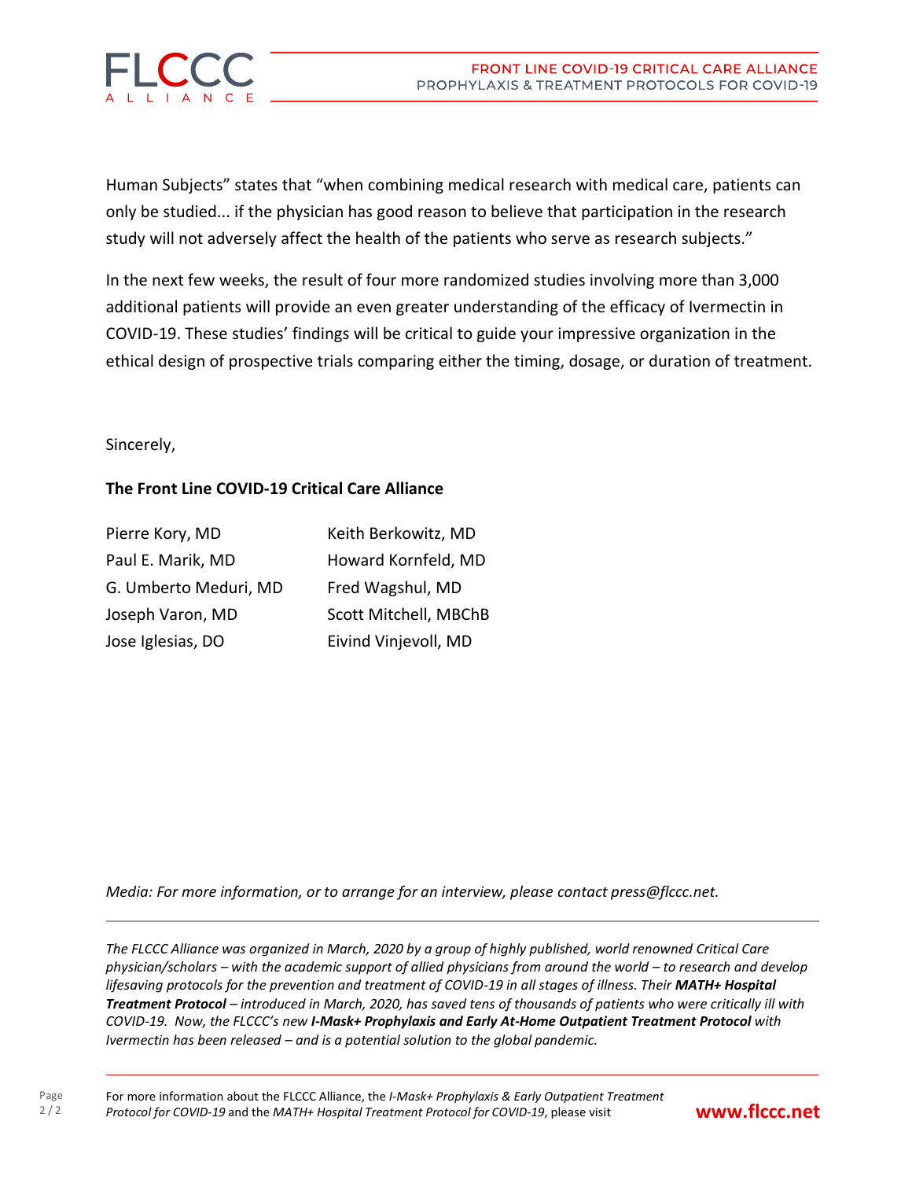Human Subjects" states that "when combining medical research with medical care, patients can only be studied... if the physician has good reason to believe that participation in the research study will not adversely affect the health of the patients who serve as research subjects."

In the next few weeks, the result of four more randomized studies involving more than 3,000 additional patients will provide an even greater understanding of the efficacy of Ivermectin in COVID-19. These studies' findings will be critical to guide your impressive organization in the ethical design of prospective trials comparing either the timing, dosage, or duration of treatment.

Sincerely,

**The Front Line COVID-19 Critical Care Alliance**

Pierre Kory, MD
Paul E. Marik, MD
G. Umberto Meduri, MD
Joseph Varon, MD
Jose Iglesias, DO
Keith Berkowitz, MD
Howard Kornfeld, MD
Fred Wagshul, MD
Scott Mitchell, MBChB
Eivind Vinjevoll, MD

*Media: For more information, or to arrange for an interview, please contact press@flccc.net.*

---

*The FLCCC Alliance was organized in March, 2020 by a group of highly published, world renowned Critical Care physician/scholars – with the academic support of allied physicians from around the world – to research and develop lifesaving protocols for the prevention and treatment of COVID-19 in all stages of illness. Their **MATH+ Hospital Treatment Protocol** – introduced in March, 2020, has saved tens of thousands of patients who were critically ill with COVID-19. Now, the FLCCC's new **I-Mask+ Prophylaxis and Early At-Home Outpatient Treatment Protocol** with Ivermectin has been released – and is a potential solution to the global pandemic.*

For more information about the FLCCC Alliance, the *I-Mask+ Prophylaxis & Early Outpatient Treatment Protocol for COVID-19* and the *MATH+ Hospital Treatment Protocol for COVID-19*, please visit **www.flccc.net**